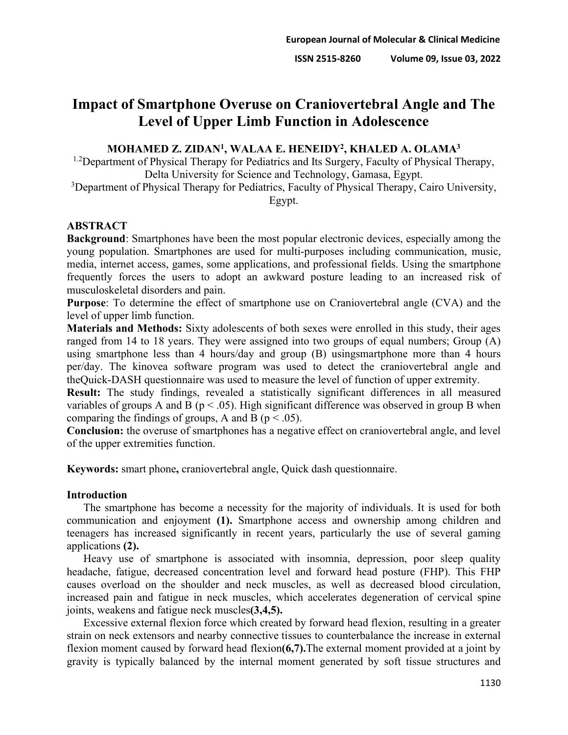# Impact of Smartphone Overuse on Craniovertebral Angle and The Level of Upper Limb Function in Adolescence

**MOHAMED Z. ZIDAN[1], WALAA E. HENEIDY[2], KHALED A. OLAMA[3]**

[1,2]Department of Physical Therapy for Pediatrics and Its Surgery, Faculty of Physical Therapy, Delta University for Science and Technology, Gamasa, Egypt.

[3]Department of Physical Therapy for Pediatrics, Faculty of Physical Therapy, Cairo University, Egypt.

## ABSTRACT

**Background**: Smartphones have been the most popular electronic devices, especially among the young population. Smartphones are used for multi-purposes including communication, music, media, internet access, games, some applications, and professional fields. Using the smartphone frequently forces the users to adopt an awkward posture leading to an increased risk of musculoskeletal disorders and pain.

**Purpose**: To determine the effect of smartphone use on Craniovertebral angle (CVA) and the level of upper limb function.

**Materials and Methods:** Sixty adolescents of both sexes were enrolled in this study, their ages ranged from 14 to 18 years. They were assigned into two groups of equal numbers; Group (A) using smartphone less than 4 hours/day and group (B) usingsmartphone more than 4 hours per/day. The kinovea software program was used to detect the craniovertebral angle and theQuick-DASH questionnaire was used to measure the level of function of upper extremity.

**Result:** The study findings, revealed a statistically significant differences in all measured variables of groups A and B ($p < .05$). High significant difference was observed in group B when comparing the findings of groups, A and B ($p < .05$).

**Conclusion:** the overuse of smartphones has a negative effect on craniovertebral angle, and level of the upper extremities function.

**Keywords:** smart phone**,** craniovertebral angle, Quick dash questionnaire.

## Introduction

The smartphone has become a necessity for the majority of individuals. It is used for both communication and enjoyment **(1).** Smartphone access and ownership among children and teenagers has increased significantly in recent years, particularly the use of several gaming applications **(2).**

Heavy use of smartphone is associated with insomnia, depression, poor sleep quality headache, fatigue, decreased concentration level and forward head posture (FHP). This FHP causes overload on the shoulder and neck muscles, as well as decreased blood circulation, increased pain and fatigue in neck muscles, which accelerates degeneration of cervical spine joints, weakens and fatigue neck muscles**(3,4,5).**

Excessive external flexion force which created by forward head flexion, resulting in a greater strain on neck extensors and nearby connective tissues to counterbalance the increase in external flexion moment caused by forward head flexion**(6,7).**The external moment provided at a joint by gravity is typically balanced by the internal moment generated by soft tissue structures and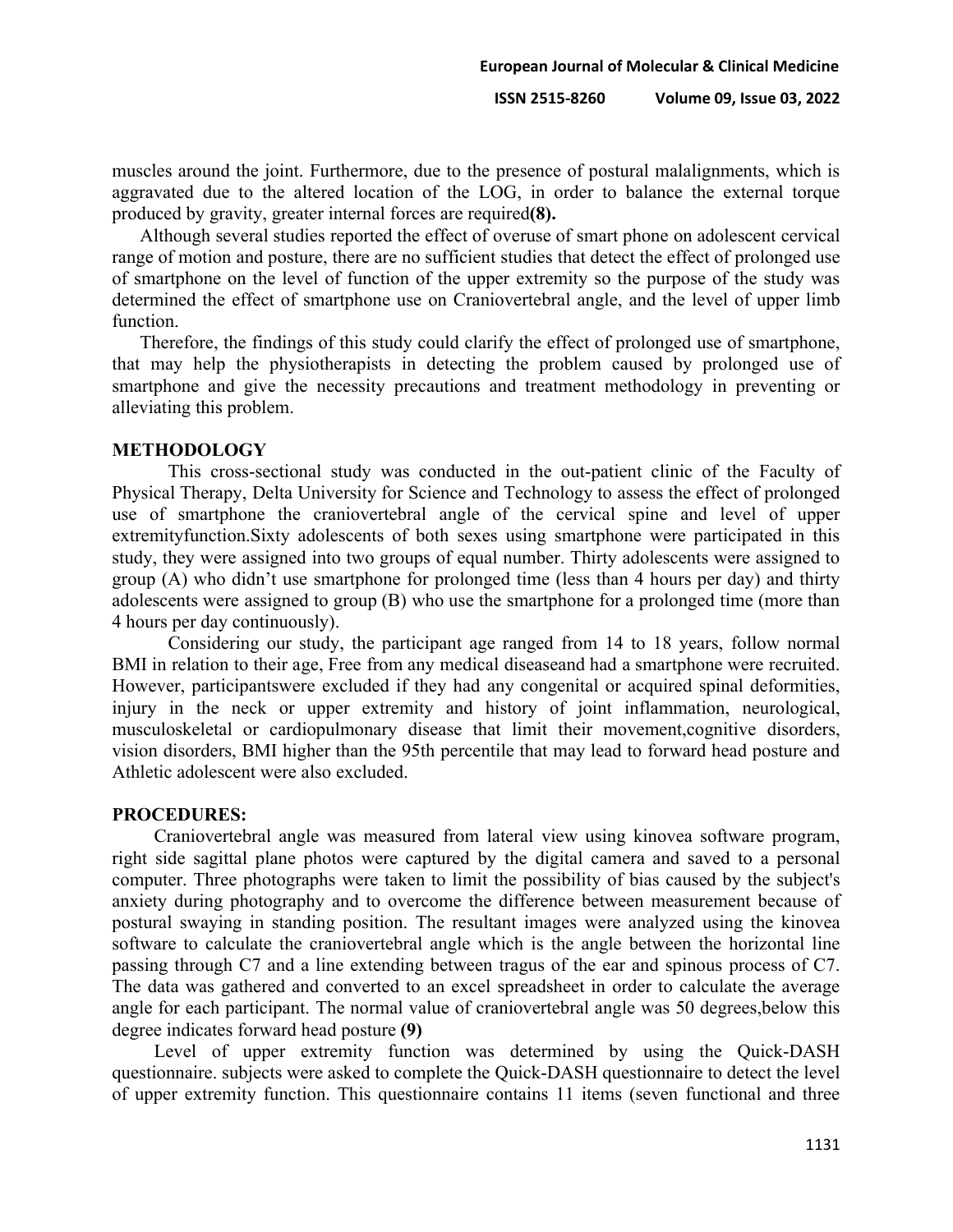muscles around the joint. Furthermore, due to the presence of postural malalignments, which is aggravated due to the altered location of the LOG, in order to balance the external torque produced by gravity, greater internal forces are required**(8).**

Although several studies reported the effect of overuse of smart phone on adolescent cervical range of motion and posture, there are no sufficient studies that detect the effect of prolonged use of smartphone on the level of function of the upper extremity so the purpose of the study was determined the effect of smartphone use on Craniovertebral angle, and the level of upper limb function.

Therefore, the findings of this study could clarify the effect of prolonged use of smartphone, that may help the physiotherapists in detecting the problem caused by prolonged use of smartphone and give the necessity precautions and treatment methodology in preventing or alleviating this problem.

## METHODOLOGY

This cross-sectional study was conducted in the out-patient clinic of the Faculty of Physical Therapy, Delta University for Science and Technology to assess the effect of prolonged use of smartphone the craniovertebral angle of the cervical spine and level of upper extremityfunction.Sixty adolescents of both sexes using smartphone were participated in this study, they were assigned into two groups of equal number. Thirty adolescents were assigned to group (A) who didn't use smartphone for prolonged time (less than 4 hours per day) and thirty adolescents were assigned to group (B) who use the smartphone for a prolonged time (more than 4 hours per day continuously).

Considering our study, the participant age ranged from 14 to 18 years, follow normal BMI in relation to their age, Free from any medical diseaseand had a smartphone were recruited. However, participantswere excluded if they had any congenital or acquired spinal deformities, injury in the neck or upper extremity and history of joint inflammation, neurological, musculoskeletal or cardiopulmonary disease that limit their movement,cognitive disorders, vision disorders, BMI higher than the 95th percentile that may lead to forward head posture and Athletic adolescent were also excluded.

## PROCEDURES:

Craniovertebral angle was measured from lateral view using kinovea software program, right side sagittal plane photos were captured by the digital camera and saved to a personal computer. Three photographs were taken to limit the possibility of bias caused by the subject's anxiety during photography and to overcome the difference between measurement because of postural swaying in standing position. The resultant images were analyzed using the kinovea software to calculate the craniovertebral angle which is the angle between the horizontal line passing through C7 and a line extending between tragus of the ear and spinous process of C7. The data was gathered and converted to an excel spreadsheet in order to calculate the average angle for each participant. The normal value of craniovertebral angle was 50 degrees,below this degree indicates forward head posture **(9)**

Level of upper extremity function was determined by using the Quick-DASH questionnaire. subjects were asked to complete the Quick-DASH questionnaire to detect the level of upper extremity function. This questionnaire contains 11 items (seven functional and three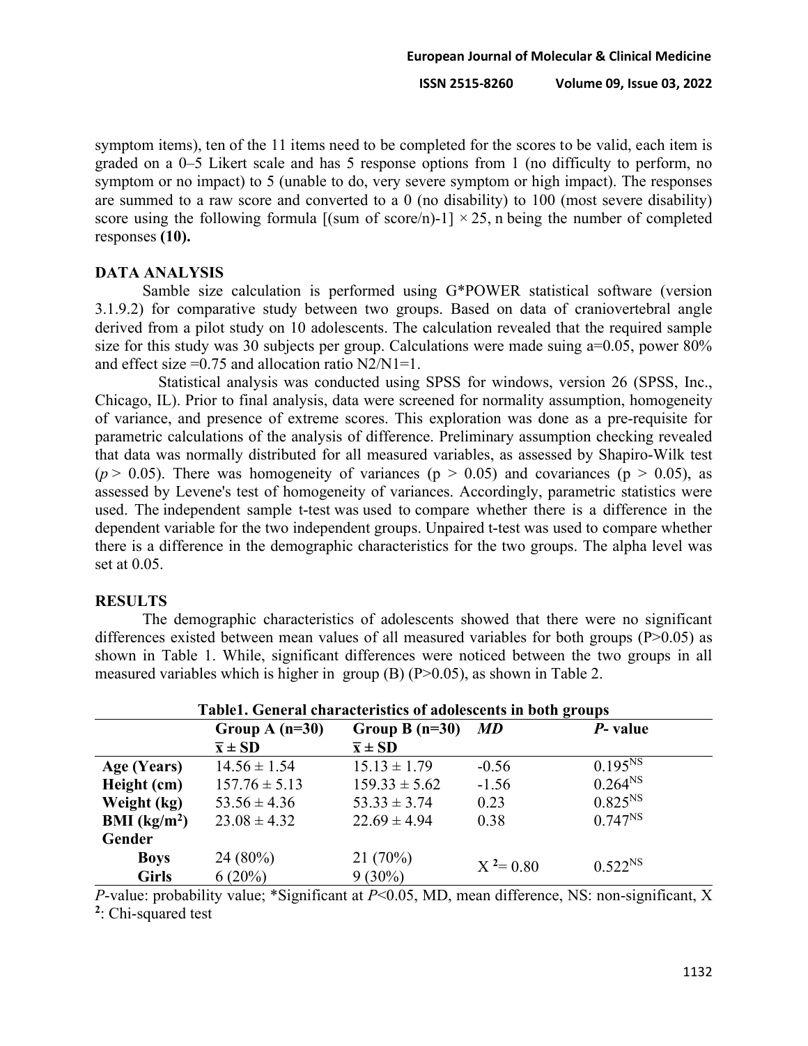symptom items), ten of the 11 items need to be completed for the scores to be valid, each item is graded on a 0–5 Likert scale and has 5 response options from 1 (no difficulty to perform, no symptom or no impact) to 5 (unable to do, very severe symptom or high impact). The responses are summed to a raw score and converted to a 0 (no disability) to 100 (most severe disability) score using the following formula $[(\text{sum of score}/n)-1] \times 25$, n being the number of completed responses **(10).**

## DATA ANALYSIS

Samble size calculation is performed using G*POWER statistical software (version 3.1.9.2) for comparative study between two groups. Based on data of craniovertebral angle derived from a pilot study on 10 adolescents. The calculation revealed that the required sample size for this study was 30 subjects per group. Calculations were made suing a=0.05, power 80% and effect size =0.75 and allocation ratio N2/N1=1.

Statistical analysis was conducted using SPSS for windows, version 26 (SPSS, Inc., Chicago, IL). Prior to final analysis, data were screened for normality assumption, homogeneity of variance, and presence of extreme scores. This exploration was done as a pre-requisite for parametric calculations of the analysis of difference. Preliminary assumption checking revealed that data was normally distributed for all measured variables, as assessed by Shapiro-Wilk test ($p > 0.05$). There was homogeneity of variances ($p > 0.05$) and covariances ($p > 0.05$), as assessed by Levene's test of homogeneity of variances. Accordingly, parametric statistics were used. The independent sample t-test was used to compare whether there is a difference in the dependent variable for the two independent groups. Unpaired t-test was used to compare whether there is a difference in the demographic characteristics for the two groups. The alpha level was set at 0.05.

## RESULTS

The demographic characteristics of adolescents showed that there were no significant differences existed between mean values of all measured variables for both groups (P>0.05) as shown in Table 1. While, significant differences were noticed between the two groups in all measured variables which is higher in group (B) (P>0.05), as shown in Table 2.

**Table1. General characteristics of adolescents in both groups**

| | Group A (n=30) $\bar{x} \pm$ SD | Group B (n=30) $\bar{x} \pm$ SD | *MD* | *P*- value |
|---|---|---|---|---|
| **Age (Years)** | 14.56 ± 1.54 | 15.13 ± 1.79 | -0.56 | 0.195$^{NS}$ |
| **Height (cm)** | 157.76 ± 5.13 | 159.33 ± 5.62 | -1.56 | 0.264$^{NS}$ |
| **Weight (kg)** | 53.56 ± 4.36 | 53.33 ± 3.74 | 0.23 | 0.825$^{NS}$ |
| **BMI (kg/m$^2$)** | 23.08 ± 4.32 | 22.69 ± 4.94 | 0.38 | 0.747$^{NS}$ |
| **Gender** | | | | |
| **Boys** | 24 (80%) | 21 (70%) | $X^2$= 0.80 | 0.522$^{NS}$ |
| **Girls** | 6 (20%) | 9 (30%) | | |

*P*-value: probability value; *Significant at *P*<0.05, MD, mean difference, NS: non-significant, $X^2$: Chi-squared test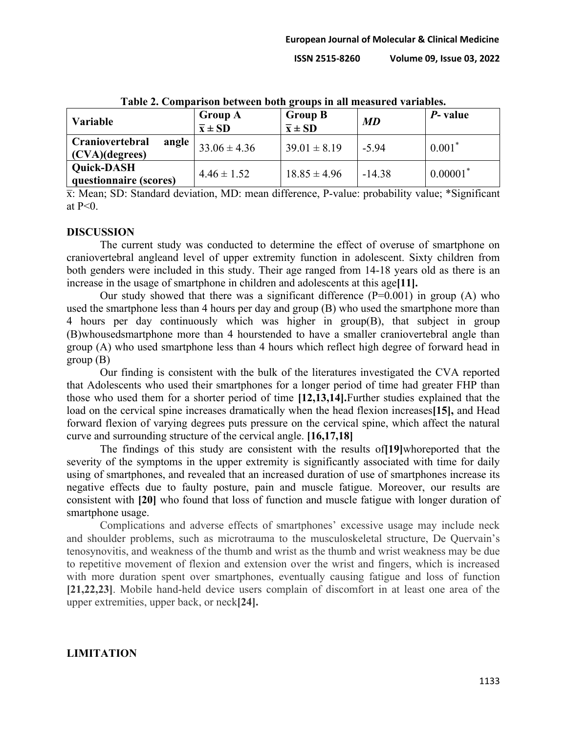**Table 2. Comparison between both groups in all measured variables.**

| Variable | Group A<br>$\bar{x} \pm SD$ | Group B<br>$\bar{x} \pm SD$ | *MD* | *P*- value |
|---|---|---|---|---|
| **Craniovertebral angle (CVA)(degrees)** | 33.06 ± 4.36 | 39.01 ± 8.19 | -5.94 | 0.001* |
| **Quick-DASH questionnaire (scores)** | 4.46 ± 1.52 | 18.85 ± 4.96 | -14.38 | 0.00001* |

$\bar{x}$: Mean; SD: Standard deviation, MD: mean difference, P-value: probability value; *Significant at P<0.

## DISCUSSION

The current study was conducted to determine the effect of overuse of smartphone on craniovertebral angleand level of upper extremity function in adolescent. Sixty children from both genders were included in this study. Their age ranged from 14-18 years old as there is an increase in the usage of smartphone in children and adolescents at this age**[11].**

Our study showed that there was a significant difference (P=0.001) in group (A) who used the smartphone less than 4 hours per day and group (B) who used the smartphone more than 4 hours per day continuously which was higher in group(B), that subject in group (B)whousedsmartphone more than 4 hourstended to have a smaller craniovertebral angle than group (A) who used smartphone less than 4 hours which reflect high degree of forward head in group (B)

Our finding is consistent with the bulk of the literatures investigated the CVA reported that Adolescents who used their smartphones for a longer period of time had greater FHP than those who used them for a shorter period of time **[12,13,14].**Further studies explained that the load on the cervical spine increases dramatically when the head flexion increases**[15],** and Head forward flexion of varying degrees puts pressure on the cervical spine, which affect the natural curve and surrounding structure of the cervical angle. **[16,17,18]**

The findings of this study are consistent with the results of**[19]**whoreported that the severity of the symptoms in the upper extremity is significantly associated with time for daily using of smartphones, and revealed that an increased duration of use of smartphones increase its negative effects due to faulty posture, pain and muscle fatigue. Moreover, our results are consistent with **[20]** who found that loss of function and muscle fatigue with longer duration of smartphone usage.

Complications and adverse effects of smartphones' excessive usage may include neck and shoulder problems, such as microtrauma to the musculoskeletal structure, De Quervain's tenosynovitis, and weakness of the thumb and wrist as the thumb and wrist weakness may be due to repetitive movement of flexion and extension over the wrist and fingers, which is increased with more duration spent over smartphones, eventually causing fatigue and loss of function **[21,22,23]**. Mobile hand-held device users complain of discomfort in at least one area of the upper extremities, upper back, or neck**[24].**

## LIMITATION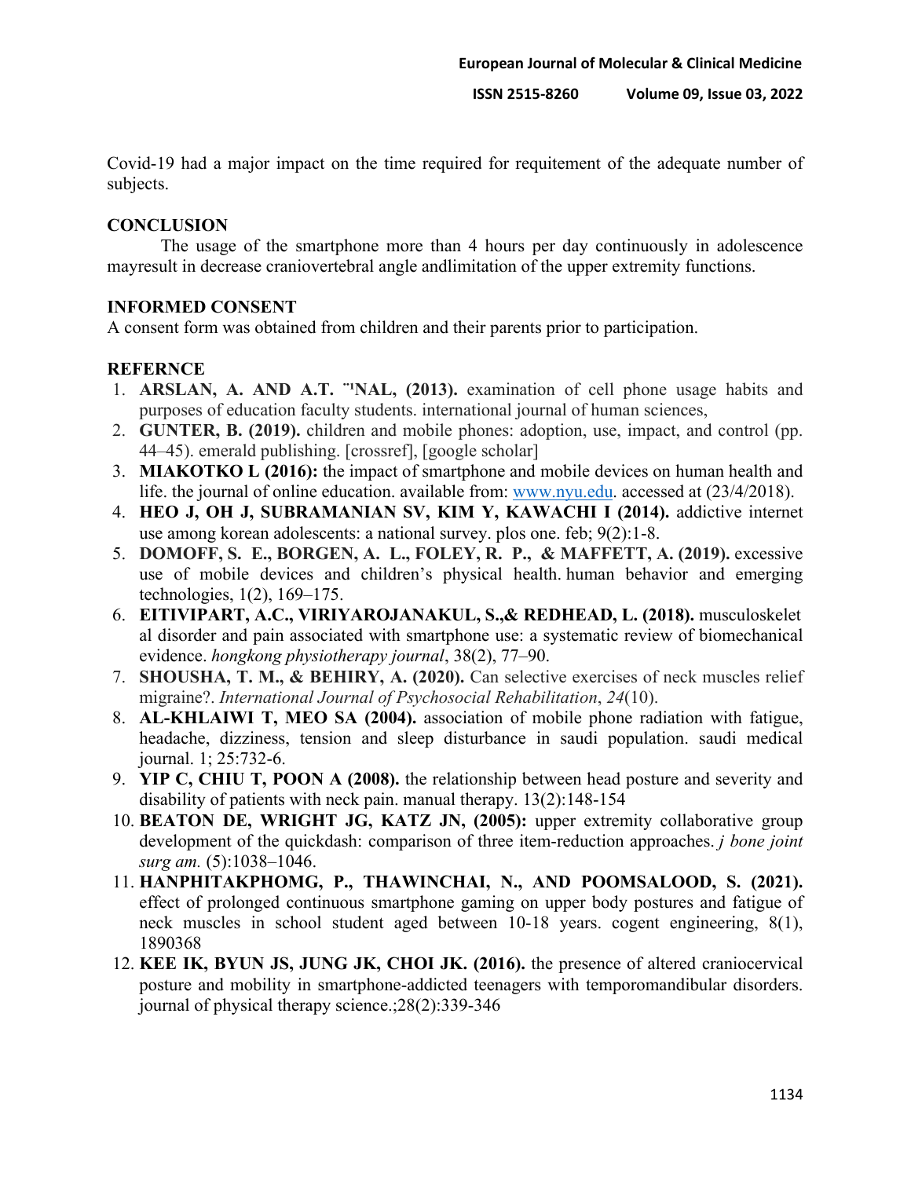Covid-19 had a major impact on the time required for requitement of the adequate number of subjects.

## CONCLUSION

The usage of the smartphone more than 4 hours per day continuously in adolescence mayresult in decrease craniovertebral angle andlimitation of the upper extremity functions.

## INFORMED CONSENT

A consent form was obtained from children and their parents prior to participation.

## REFERNCE

1. **ARSLAN, A. AND A.T. ¨'NAL, (2013).** examination of cell phone usage habits and purposes of education faculty students. international journal of human sciences,
2. **GUNTER, B. (2019).** children and mobile phones: adoption, use, impact, and control (pp. 44–45). emerald publishing. [crossref], [google scholar]
3. **MIAKOTKO L (2016):** the impact of smartphone and mobile devices on human health and life. the journal of online education. available from: www.nyu.edu. accessed at (23/4/2018).
4. **HEO J, OH J, SUBRAMANIAN SV, KIM Y, KAWACHI I (2014).** addictive internet use among korean adolescents: a national survey. plos one. feb; 9(2):1-8.
5. **DOMOFF, S. E., BORGEN, A. L., FOLEY, R. P., & MAFFETT, A. (2019).** excessive use of mobile devices and children's physical health. human behavior and emerging technologies, 1(2), 169–175.
6. **EITIVIPART, A.C., VIRIYAROJANAKUL, S.,& REDHEAD, L. (2018).** musculoskelet al disorder and pain associated with smartphone use: a systematic review of biomechanical evidence. *hongkong physiotherapy journal*, 38(2), 77–90.
7. **SHOUSHA, T. M., & BEHIRY, A. (2020).** Can selective exercises of neck muscles relief migraine?. *International Journal of Psychosocial Rehabilitation*, *24*(10).
8. **AL-KHLAIWI T, MEO SA (2004).** association of mobile phone radiation with fatigue, headache, dizziness, tension and sleep disturbance in saudi population. saudi medical journal. 1; 25:732-6.
9. **YIP C, CHIU T, POON A (2008).** the relationship between head posture and severity and disability of patients with neck pain. manual therapy. 13(2):148-154
10. **BEATON DE, WRIGHT JG, KATZ JN, (2005):** upper extremity collaborative group development of the quickdash: comparison of three item-reduction approaches. *j bone joint surg am.* (5):1038–1046.
11. **HANPHITAKPHOMG, P., THAWINCHAI, N., AND POOMSALOOD, S. (2021).** effect of prolonged continuous smartphone gaming on upper body postures and fatigue of neck muscles in school student aged between 10-18 years. cogent engineering, 8(1), 1890368
12. **KEE IK, BYUN JS, JUNG JK, CHOI JK. (2016).** the presence of altered craniocervical posture and mobility in smartphone-addicted teenagers with temporomandibular disorders. journal of physical therapy science.;28(2):339-346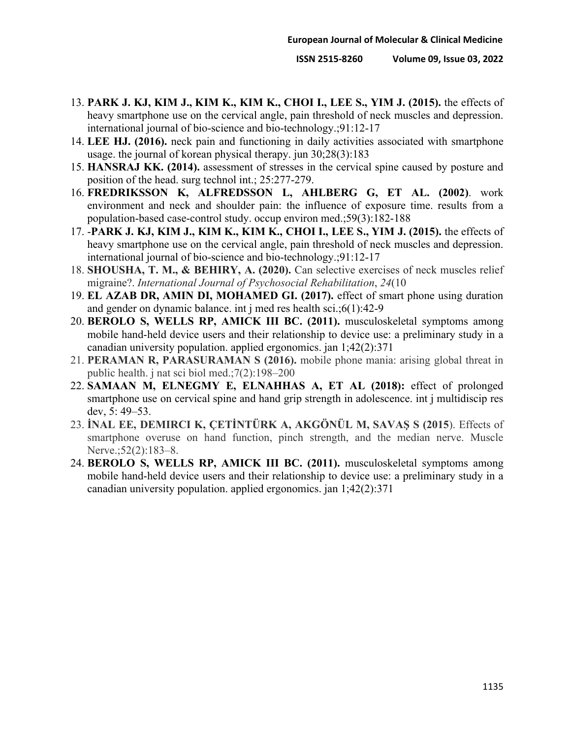13. **PARK J. KJ, KIM J., KIM K., KIM K., CHOI I., LEE S., YIM J. (2015).** the effects of heavy smartphone use on the cervical angle, pain threshold of neck muscles and depression. international journal of bio-science and bio-technology.;91:12-17
14. **LEE HJ. (2016).** neck pain and functioning in daily activities associated with smartphone usage. the journal of korean physical therapy. jun 30;28(3):183
15. **HANSRAJ KK. (2014).** assessment of stresses in the cervical spine caused by posture and position of the head. surg technol int.; 25:277-279.
16. **FREDRIKSSON K, ALFREDSSON L, AHLBERG G, ET AL. (2002)**. work environment and neck and shoulder pain: the influence of exposure time. results from a population-based case-control study. occup environ med.;59(3):182-188
17. -**PARK J. KJ, KIM J., KIM K., KIM K., CHOI I., LEE S., YIM J. (2015).** the effects of heavy smartphone use on the cervical angle, pain threshold of neck muscles and depression. international journal of bio-science and bio-technology.;91:12-17
18. **SHOUSHA, T. M., & BEHIRY, A. (2020).** Can selective exercises of neck muscles relief migraine?. *International Journal of Psychosocial Rehabilitation*, *24*(10
19. **EL AZAB DR, AMIN DI, MOHAMED GI. (2017).** effect of smart phone using duration and gender on dynamic balance. int j med res health sci.;6(1):42-9
20. **BEROLO S, WELLS RP, AMICK III BC. (2011).** musculoskeletal symptoms among mobile hand-held device users and their relationship to device use: a preliminary study in a canadian university population. applied ergonomics. jan 1;42(2):371
21. **PERAMAN R, PARASURAMAN S (2016).** mobile phone mania: arising global threat in public health. j nat sci biol med.;7(2):198–200
22. **SAMAAN M, ELNEGMY E, ELNAHHAS A, ET AL (2018):** effect of prolonged smartphone use on cervical spine and hand grip strength in adolescence. int j multidiscip res dev, 5: 49–53.
23. **İNAL EE, DEMIRCI K, ÇETİNTÜRK A, AKGÖNÜL M, SAVAŞ S (2015**). Effects of smartphone overuse on hand function, pinch strength, and the median nerve. Muscle Nerve.;52(2):183–8.
24. **BEROLO S, WELLS RP, AMICK III BC. (2011).** musculoskeletal symptoms among mobile hand-held device users and their relationship to device use: a preliminary study in a canadian university population. applied ergonomics. jan 1;42(2):371